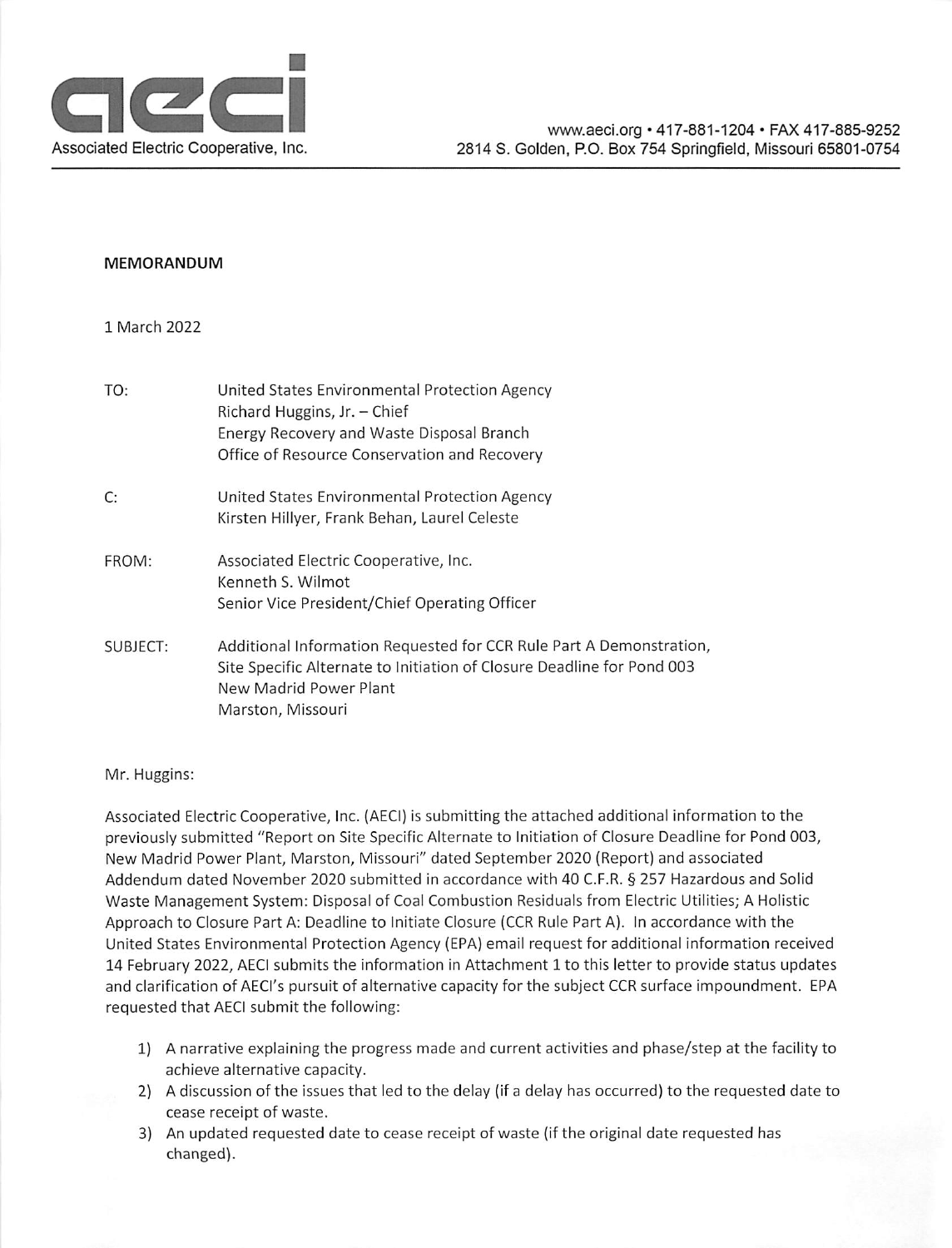aeci

Associated Electric Cooperative, Inc.

www.aeci.org • 417-881-1204 • FAX 417-885-9252
2814 S. Golden, P.O. Box 754 Springfield, Missouri 65801-0754

**MEMORANDUM**

1 March 2022

TO: United States Environmental Protection Agency
Richard Huggins, Jr. – Chief
Energy Recovery and Waste Disposal Branch
Office of Resource Conservation and Recovery

C: United States Environmental Protection Agency
Kirsten Hillyer, Frank Behan, Laurel Celeste

FROM: Associated Electric Cooperative, Inc.
Kenneth S. Wilmot
Senior Vice President/Chief Operating Officer

SUBJECT: Additional Information Requested for CCR Rule Part A Demonstration,
Site Specific Alternate to Initiation of Closure Deadline for Pond 003
New Madrid Power Plant
Marston, Missouri

Mr. Huggins:

Associated Electric Cooperative, Inc. (AECI) is submitting the attached additional information to the previously submitted "Report on Site Specific Alternate to Initiation of Closure Deadline for Pond 003, New Madrid Power Plant, Marston, Missouri" dated September 2020 (Report) and associated Addendum dated November 2020 submitted in accordance with 40 C.F.R. § 257 Hazardous and Solid Waste Management System: Disposal of Coal Combustion Residuals from Electric Utilities; A Holistic Approach to Closure Part A: Deadline to Initiate Closure (CCR Rule Part A). In accordance with the United States Environmental Protection Agency (EPA) email request for additional information received 14 February 2022, AECI submits the information in Attachment 1 to this letter to provide status updates and clarification of AECI's pursuit of alternative capacity for the subject CCR surface impoundment. EPA requested that AECI submit the following:

1) A narrative explaining the progress made and current activities and phase/step at the facility to achieve alternative capacity.
2) A discussion of the issues that led to the delay (if a delay has occurred) to the requested date to cease receipt of waste.
3) An updated requested date to cease receipt of waste (if the original date requested has changed).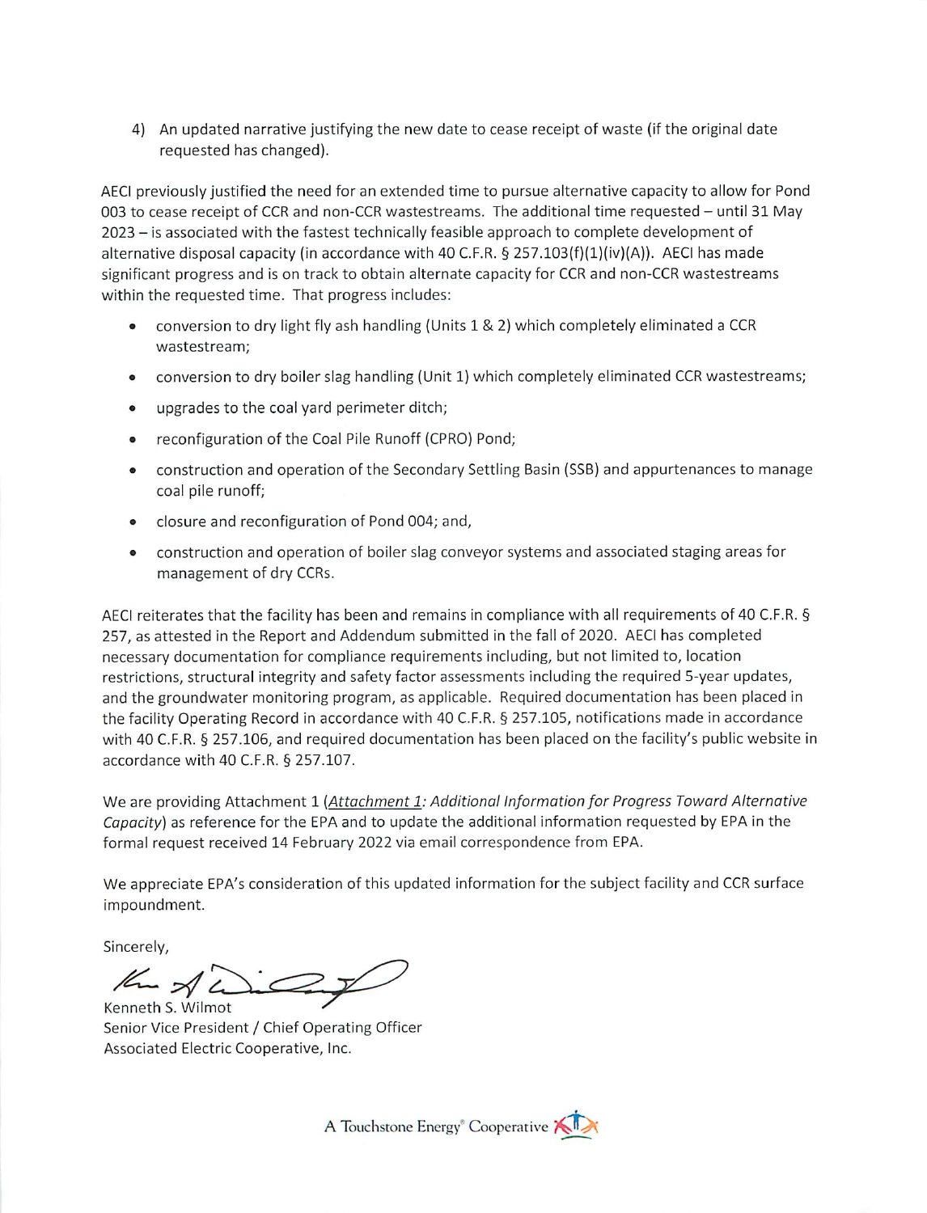4) An updated narrative justifying the new date to cease receipt of waste (if the original date requested has changed).

AECI previously justified the need for an extended time to pursue alternative capacity to allow for Pond 003 to cease receipt of CCR and non-CCR wastestreams. The additional time requested – until 31 May 2023 – is associated with the fastest technically feasible approach to complete development of alternative disposal capacity (in accordance with 40 C.F.R. § 257.103(f)(1)(iv)(A)). AECI has made significant progress and is on track to obtain alternate capacity for CCR and non-CCR wastestreams within the requested time. That progress includes:

- conversion to dry light fly ash handling (Units 1 & 2) which completely eliminated a CCR wastestream;
- conversion to dry boiler slag handling (Unit 1) which completely eliminated CCR wastestreams;
- upgrades to the coal yard perimeter ditch;
- reconfiguration of the Coal Pile Runoff (CPRO) Pond;
- construction and operation of the Secondary Settling Basin (SSB) and appurtenances to manage coal pile runoff;
- closure and reconfiguration of Pond 004; and,
- construction and operation of boiler slag conveyor systems and associated staging areas for management of dry CCRs.

AECI reiterates that the facility has been and remains in compliance with all requirements of 40 C.F.R. § 257, as attested in the Report and Addendum submitted in the fall of 2020. AECI has completed necessary documentation for compliance requirements including, but not limited to, location restrictions, structural integrity and safety factor assessments including the required 5-year updates, and the groundwater monitoring program, as applicable. Required documentation has been placed in the facility Operating Record in accordance with 40 C.F.R. § 257.105, notifications made in accordance with 40 C.F.R. § 257.106, and required documentation has been placed on the facility's public website in accordance with 40 C.F.R. § 257.107.

We are providing Attachment 1 (*Attachment 1: Additional Information for Progress Toward Alternative Capacity*) as reference for the EPA and to update the additional information requested by EPA in the formal request received 14 February 2022 via email correspondence from EPA.

We appreciate EPA's consideration of this updated information for the subject facility and CCR surface impoundment.

Sincerely,

Kenneth S. Wilmot
Senior Vice President / Chief Operating Officer
Associated Electric Cooperative, Inc.

A Touchstone Energy® Cooperative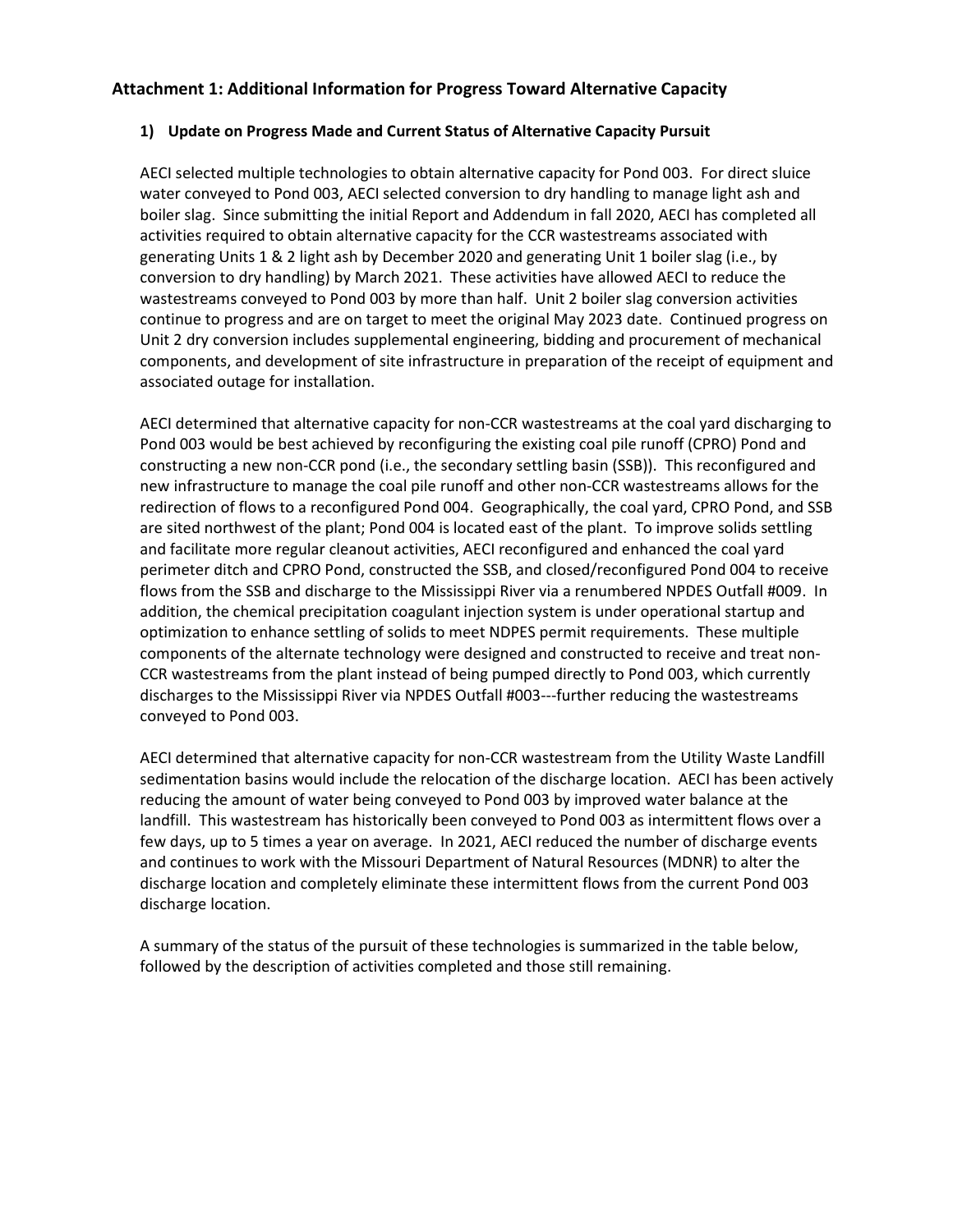## Attachment 1: Additional Information for Progress Toward Alternative Capacity

### 1) Update on Progress Made and Current Status of Alternative Capacity Pursuit

AECI selected multiple technologies to obtain alternative capacity for Pond 003. For direct sluice water conveyed to Pond 003, AECI selected conversion to dry handling to manage light ash and boiler slag. Since submitting the initial Report and Addendum in fall 2020, AECI has completed all activities required to obtain alternative capacity for the CCR wastestreams associated with generating Units 1 & 2 light ash by December 2020 and generating Unit 1 boiler slag (i.e., by conversion to dry handling) by March 2021. These activities have allowed AECI to reduce the wastestreams conveyed to Pond 003 by more than half. Unit 2 boiler slag conversion activities continue to progress and are on target to meet the original May 2023 date. Continued progress on Unit 2 dry conversion includes supplemental engineering, bidding and procurement of mechanical components, and development of site infrastructure in preparation of the receipt of equipment and associated outage for installation.

AECI determined that alternative capacity for non-CCR wastestreams at the coal yard discharging to Pond 003 would be best achieved by reconfiguring the existing coal pile runoff (CPRO) Pond and constructing a new non-CCR pond (i.e., the secondary settling basin (SSB)). This reconfigured and new infrastructure to manage the coal pile runoff and other non-CCR wastestreams allows for the redirection of flows to a reconfigured Pond 004. Geographically, the coal yard, CPRO Pond, and SSB are sited northwest of the plant; Pond 004 is located east of the plant. To improve solids settling and facilitate more regular cleanout activities, AECI reconfigured and enhanced the coal yard perimeter ditch and CPRO Pond, constructed the SSB, and closed/reconfigured Pond 004 to receive flows from the SSB and discharge to the Mississippi River via a renumbered NPDES Outfall #009. In addition, the chemical precipitation coagulant injection system is under operational startup and optimization to enhance settling of solids to meet NDPES permit requirements. These multiple components of the alternate technology were designed and constructed to receive and treat non-CCR wastestreams from the plant instead of being pumped directly to Pond 003, which currently discharges to the Mississippi River via NPDES Outfall #003---further reducing the wastestreams conveyed to Pond 003.

AECI determined that alternative capacity for non-CCR wastestream from the Utility Waste Landfill sedimentation basins would include the relocation of the discharge location. AECI has been actively reducing the amount of water being conveyed to Pond 003 by improved water balance at the landfill. This wastestream has historically been conveyed to Pond 003 as intermittent flows over a few days, up to 5 times a year on average. In 2021, AECI reduced the number of discharge events and continues to work with the Missouri Department of Natural Resources (MDNR) to alter the discharge location and completely eliminate these intermittent flows from the current Pond 003 discharge location.

A summary of the status of the pursuit of these technologies is summarized in the table below, followed by the description of activities completed and those still remaining.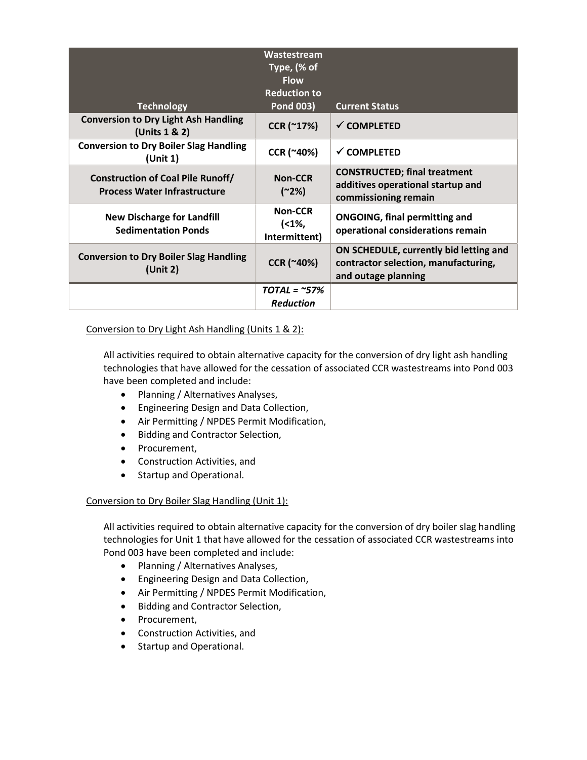| Technology | Wastestream Type, (% of Flow Reduction to Pond 003) | Current Status |
| --- | --- | --- |
| **Conversion to Dry Light Ash Handling (Units 1 & 2)** | **CCR (~17%)** | **✓ COMPLETED** |
| **Conversion to Dry Boiler Slag Handling (Unit 1)** | **CCR (~40%)** | **✓ COMPLETED** |
| **Construction of Coal Pile Runoff/ Process Water Infrastructure** | **Non-CCR (~2%)** | **CONSTRUCTED; final treatment additives operational startup and commissioning remain** |
| **New Discharge for Landfill Sedimentation Ponds** | **Non-CCR (<1%, Intermittent)** | **ONGOING, final permitting and operational considerations remain** |
| **Conversion to Dry Boiler Slag Handling (Unit 2)** | **CCR (~40%)** | **ON SCHEDULE, currently bid letting and contractor selection, manufacturing, and outage planning** |
| | ***TOTAL = ~57% Reduction*** | |

<u>Conversion to Dry Light Ash Handling (Units 1 & 2):</u>

All activities required to obtain alternative capacity for the conversion of dry light ash handling technologies that have allowed for the cessation of associated CCR wastestreams into Pond 003 have been completed and include:

- Planning / Alternatives Analyses,
- Engineering Design and Data Collection,
- Air Permitting / NPDES Permit Modification,
- Bidding and Contractor Selection,
- Procurement,
- Construction Activities, and
- Startup and Operational.

<u>Conversion to Dry Boiler Slag Handling (Unit 1):</u>

All activities required to obtain alternative capacity for the conversion of dry boiler slag handling technologies for Unit 1 that have allowed for the cessation of associated CCR wastestreams into Pond 003 have been completed and include:

- Planning / Alternatives Analyses,
- Engineering Design and Data Collection,
- Air Permitting / NPDES Permit Modification,
- Bidding and Contractor Selection,
- Procurement,
- Construction Activities, and
- Startup and Operational.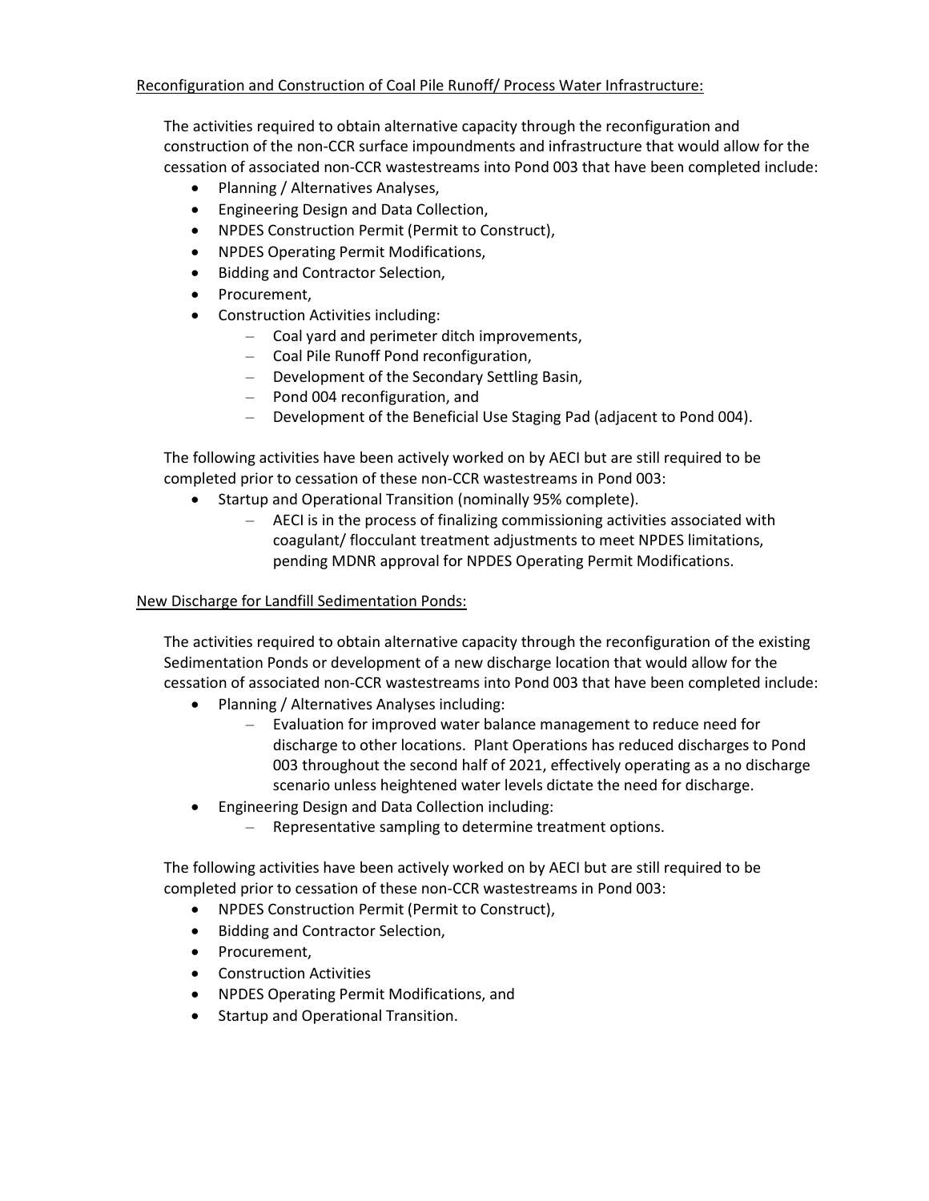Reconfiguration and Construction of Coal Pile Runoff/ Process Water Infrastructure:

The activities required to obtain alternative capacity through the reconfiguration and construction of the non-CCR surface impoundments and infrastructure that would allow for the cessation of associated non-CCR wastestreams into Pond 003 that have been completed include:

- Planning / Alternatives Analyses,
- Engineering Design and Data Collection,
- NPDES Construction Permit (Permit to Construct),
- NPDES Operating Permit Modifications,
- Bidding and Contractor Selection,
- Procurement,
- Construction Activities including:
  - Coal yard and perimeter ditch improvements,
  - Coal Pile Runoff Pond reconfiguration,
  - Development of the Secondary Settling Basin,
  - Pond 004 reconfiguration, and
  - Development of the Beneficial Use Staging Pad (adjacent to Pond 004).

The following activities have been actively worked on by AECI but are still required to be completed prior to cessation of these non-CCR wastestreams in Pond 003:

- Startup and Operational Transition (nominally 95% complete).
  - AECI is in the process of finalizing commissioning activities associated with coagulant/ flocculant treatment adjustments to meet NPDES limitations, pending MDNR approval for NPDES Operating Permit Modifications.

New Discharge for Landfill Sedimentation Ponds:

The activities required to obtain alternative capacity through the reconfiguration of the existing Sedimentation Ponds or development of a new discharge location that would allow for the cessation of associated non-CCR wastestreams into Pond 003 that have been completed include:

- Planning / Alternatives Analyses including:
  - Evaluation for improved water balance management to reduce need for discharge to other locations. Plant Operations has reduced discharges to Pond 003 throughout the second half of 2021, effectively operating as a no discharge scenario unless heightened water levels dictate the need for discharge.
- Engineering Design and Data Collection including:
  - Representative sampling to determine treatment options.

The following activities have been actively worked on by AECI but are still required to be completed prior to cessation of these non-CCR wastestreams in Pond 003:

- NPDES Construction Permit (Permit to Construct),
- Bidding and Contractor Selection,
- Procurement,
- Construction Activities
- NPDES Operating Permit Modifications, and
- Startup and Operational Transition.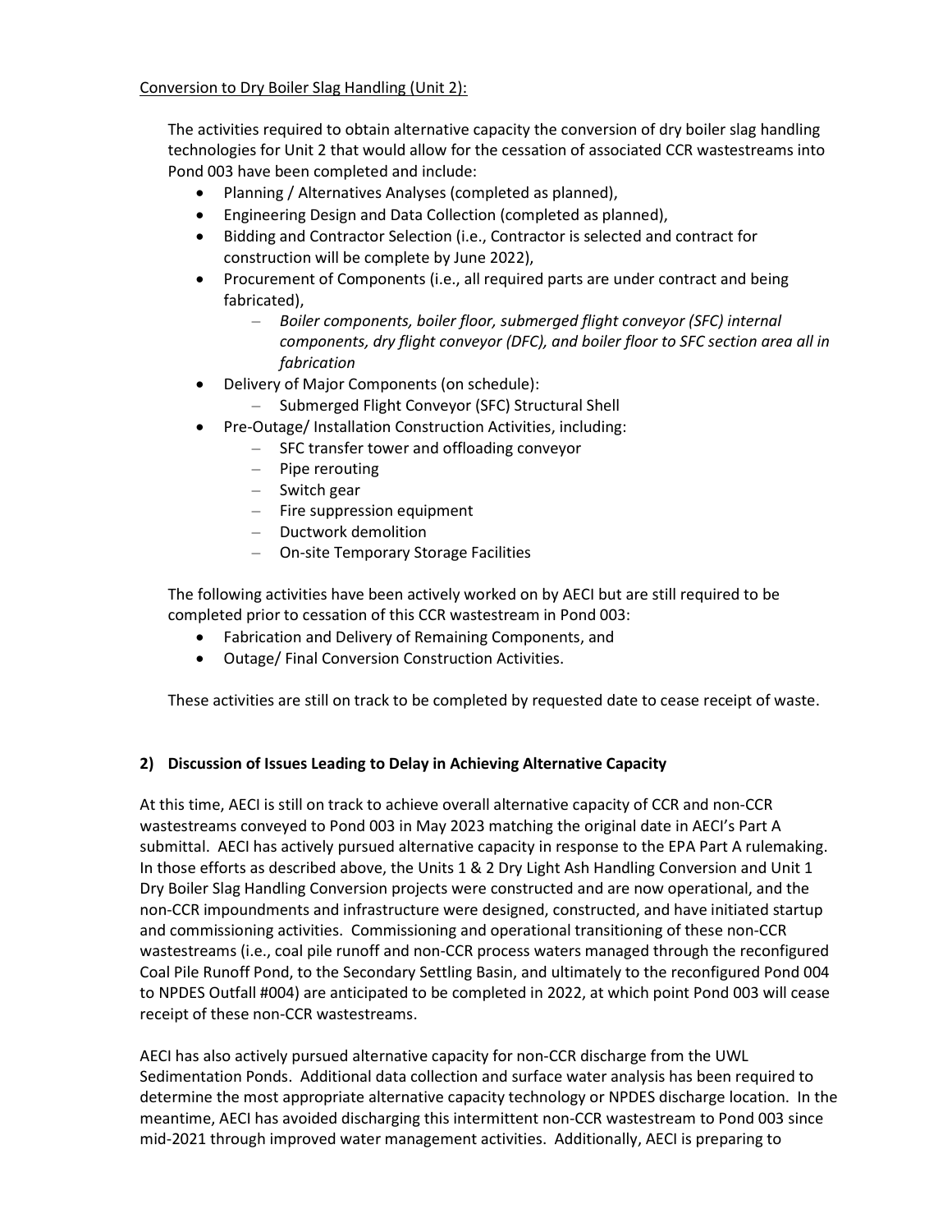Conversion to Dry Boiler Slag Handling (Unit 2):

The activities required to obtain alternative capacity the conversion of dry boiler slag handling technologies for Unit 2 that would allow for the cessation of associated CCR wastestreams into Pond 003 have been completed and include:

- Planning / Alternatives Analyses (completed as planned),
- Engineering Design and Data Collection (completed as planned),
- Bidding and Contractor Selection (i.e., Contractor is selected and contract for construction will be complete by June 2022),
- Procurement of Components (i.e., all required parts are under contract and being fabricated),
  - *Boiler components, boiler floor, submerged flight conveyor (SFC) internal components, dry flight conveyor (DFC), and boiler floor to SFC section area all in fabrication*
- Delivery of Major Components (on schedule):
  - Submerged Flight Conveyor (SFC) Structural Shell
- Pre-Outage/ Installation Construction Activities, including:
  - SFC transfer tower and offloading conveyor
  - Pipe rerouting
  - Switch gear
  - Fire suppression equipment
  - Ductwork demolition
  - On-site Temporary Storage Facilities

The following activities have been actively worked on by AECI but are still required to be completed prior to cessation of this CCR wastestream in Pond 003:

- Fabrication and Delivery of Remaining Components, and
- Outage/ Final Conversion Construction Activities.

These activities are still on track to be completed by requested date to cease receipt of waste.

## 2) Discussion of Issues Leading to Delay in Achieving Alternative Capacity

At this time, AECI is still on track to achieve overall alternative capacity of CCR and non-CCR wastestreams conveyed to Pond 003 in May 2023 matching the original date in AECI's Part A submittal. AECI has actively pursued alternative capacity in response to the EPA Part A rulemaking. In those efforts as described above, the Units 1 & 2 Dry Light Ash Handling Conversion and Unit 1 Dry Boiler Slag Handling Conversion projects were constructed and are now operational, and the non-CCR impoundments and infrastructure were designed, constructed, and have initiated startup and commissioning activities. Commissioning and operational transitioning of these non-CCR wastestreams (i.e., coal pile runoff and non-CCR process waters managed through the reconfigured Coal Pile Runoff Pond, to the Secondary Settling Basin, and ultimately to the reconfigured Pond 004 to NPDES Outfall #004) are anticipated to be completed in 2022, at which point Pond 003 will cease receipt of these non-CCR wastestreams.

AECI has also actively pursued alternative capacity for non-CCR discharge from the UWL Sedimentation Ponds. Additional data collection and surface water analysis has been required to determine the most appropriate alternative capacity technology or NPDES discharge location. In the meantime, AECI has avoided discharging this intermittent non-CCR wastestream to Pond 003 since mid-2021 through improved water management activities. Additionally, AECI is preparing to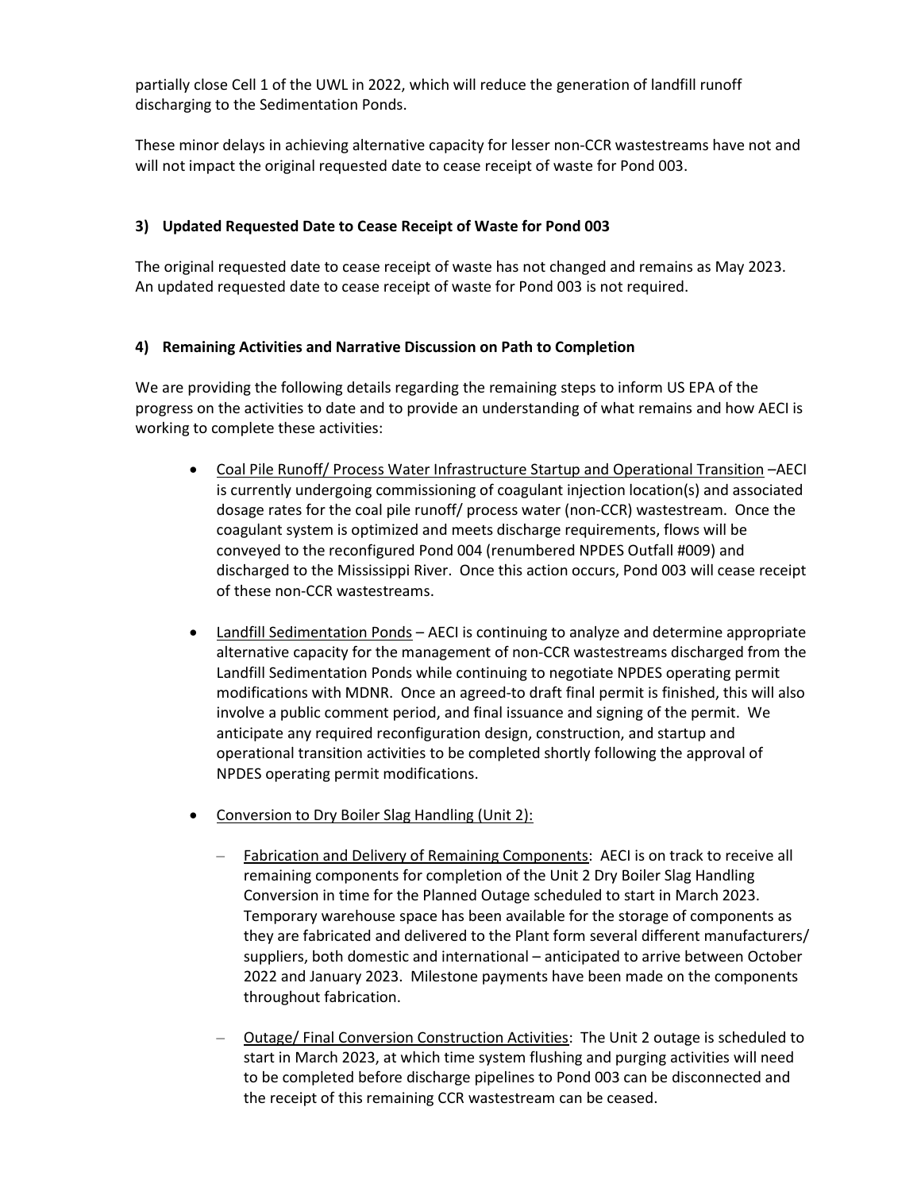partially close Cell 1 of the UWL in 2022, which will reduce the generation of landfill runoff discharging to the Sedimentation Ponds.

These minor delays in achieving alternative capacity for lesser non-CCR wastestreams have not and will not impact the original requested date to cease receipt of waste for Pond 003.

### 3) Updated Requested Date to Cease Receipt of Waste for Pond 003

The original requested date to cease receipt of waste has not changed and remains as May 2023. An updated requested date to cease receipt of waste for Pond 003 is not required.

### 4) Remaining Activities and Narrative Discussion on Path to Completion

We are providing the following details regarding the remaining steps to inform US EPA of the progress on the activities to date and to provide an understanding of what remains and how AECI is working to complete these activities:

- Coal Pile Runoff/ Process Water Infrastructure Startup and Operational Transition –AECI is currently undergoing commissioning of coagulant injection location(s) and associated dosage rates for the coal pile runoff/ process water (non-CCR) wastestream. Once the coagulant system is optimized and meets discharge requirements, flows will be conveyed to the reconfigured Pond 004 (renumbered NPDES Outfall #009) and discharged to the Mississippi River. Once this action occurs, Pond 003 will cease receipt of these non-CCR wastestreams.

- Landfill Sedimentation Ponds – AECI is continuing to analyze and determine appropriate alternative capacity for the management of non-CCR wastestreams discharged from the Landfill Sedimentation Ponds while continuing to negotiate NPDES operating permit modifications with MDNR. Once an agreed-to draft final permit is finished, this will also involve a public comment period, and final issuance and signing of the permit. We anticipate any required reconfiguration design, construction, and startup and operational transition activities to be completed shortly following the approval of NPDES operating permit modifications.

- Conversion to Dry Boiler Slag Handling (Unit 2):

  - Fabrication and Delivery of Remaining Components: AECI is on track to receive all remaining components for completion of the Unit 2 Dry Boiler Slag Handling Conversion in time for the Planned Outage scheduled to start in March 2023. Temporary warehouse space has been available for the storage of components as they are fabricated and delivered to the Plant form several different manufacturers/ suppliers, both domestic and international – anticipated to arrive between October 2022 and January 2023. Milestone payments have been made on the components throughout fabrication.

  - Outage/ Final Conversion Construction Activities: The Unit 2 outage is scheduled to start in March 2023, at which time system flushing and purging activities will need to be completed before discharge pipelines to Pond 003 can be disconnected and the receipt of this remaining CCR wastestream can be ceased.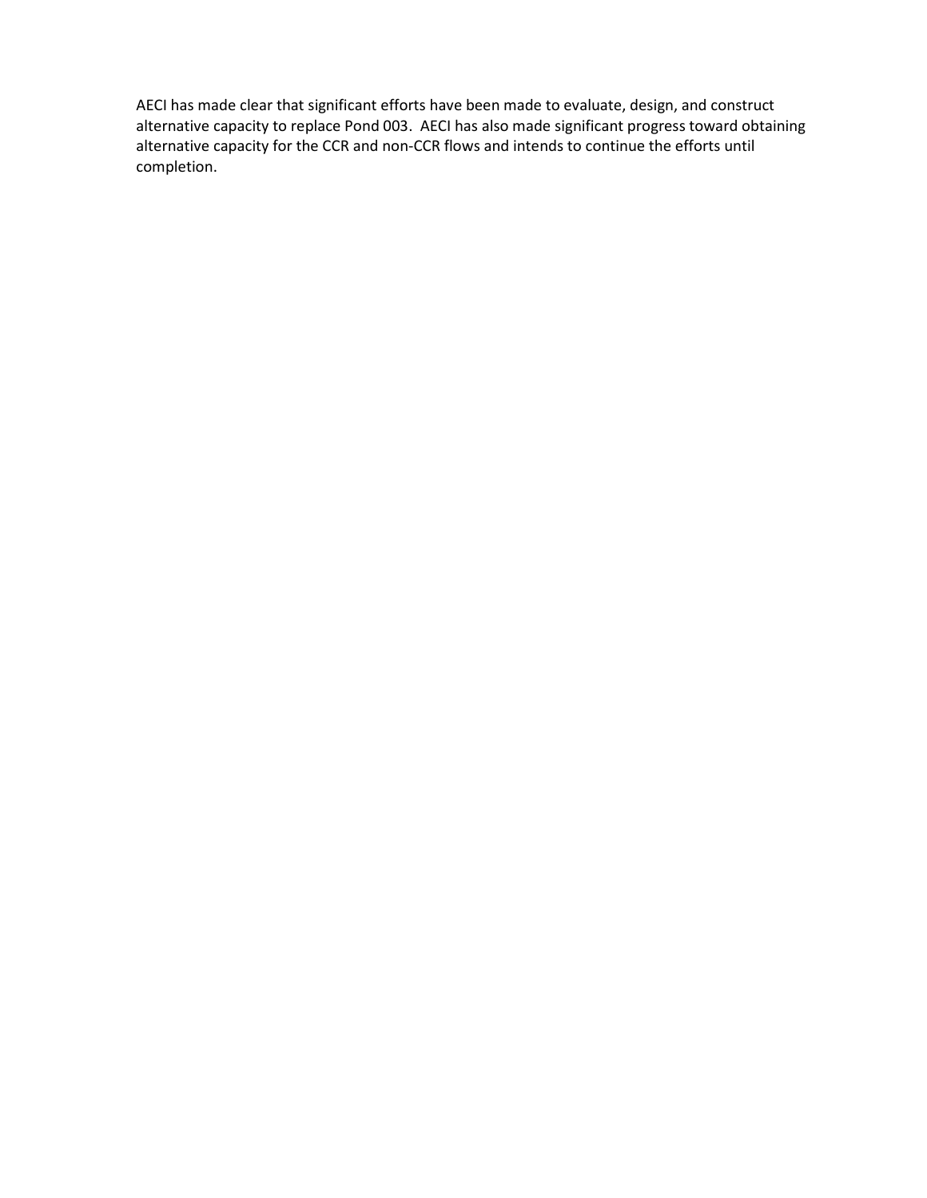AECI has made clear that significant efforts have been made to evaluate, design, and construct alternative capacity to replace Pond 003. AECI has also made significant progress toward obtaining alternative capacity for the CCR and non-CCR flows and intends to continue the efforts until completion.